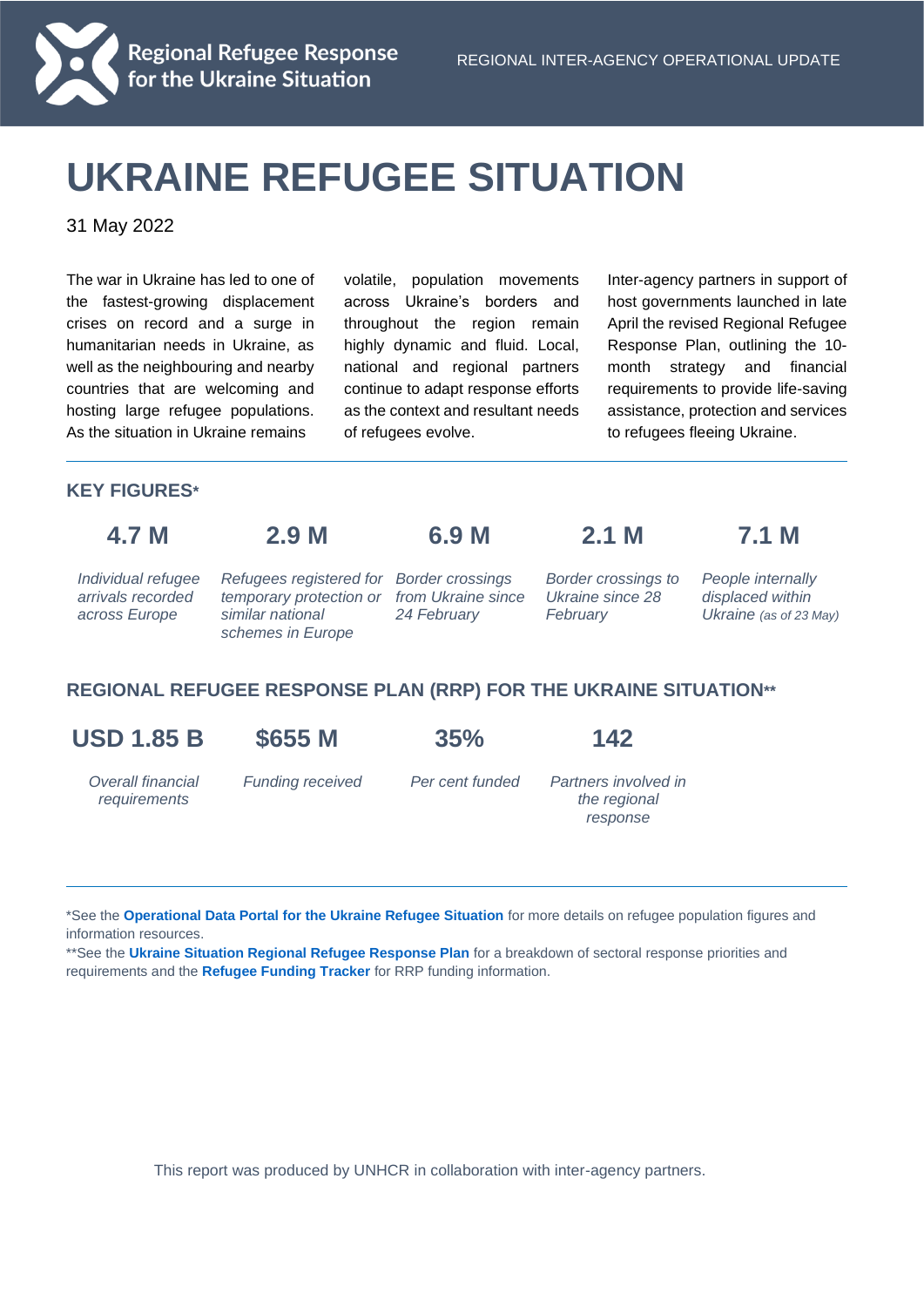Regional Refugee Response for the Ukraine Situation

REGIONAL INTER-AGENCY OPERATIONAL UPDATE

# UKRAINE REFUGEE SITUATION

31 May 2022

The war in Ukraine has led to one of the fastest-growing displacement crises on record and a surge in humanitarian needs in Ukraine, as well as the neighbouring and nearby countries that are welcoming and hosting large refugee populations. As the situation in Ukraine remains volatile, population movements across Ukraine's borders and throughout the region remain highly dynamic and fluid. Local, national and regional partners continue to adapt response efforts as the context and resultant needs of refugees evolve.

Inter-agency partners in support of host governments launched in late April the revised Regional Refugee Response Plan, outlining the 10-month strategy and financial requirements to provide life-saving assistance, protection and services to refugees fleeing Ukraine.

## KEY FIGURES*

| 4.7 M | 2.9 M | 6.9 M | 2.1 M | 7.1 M |
|---|---|---|---|---|
| *Individual refugee arrivals recorded across Europe* | *Refugees registered for temporary protection or similar national schemes in Europe* | *Border crossings from Ukraine since 24 February* | *Border crossings to Ukraine since 28 February* | *People internally displaced within Ukraine (as of 23 May)* |

## REGIONAL REFUGEE RESPONSE PLAN (RRP) FOR THE UKRAINE SITUATION**

| USD 1.85 B | $655 M | 35% | 142 |
|---|---|---|---|
| *Overall financial requirements* | *Funding received* | *Per cent funded* | *Partners involved in the regional response* |

*See the **Operational Data Portal for the Ukraine Refugee Situation** for more details on refugee population figures and information resources.

**See the **Ukraine Situation Regional Refugee Response Plan** for a breakdown of sectoral response priorities and requirements and the **Refugee Funding Tracker** for RRP funding information.

This report was produced by UNHCR in collaboration with inter-agency partners.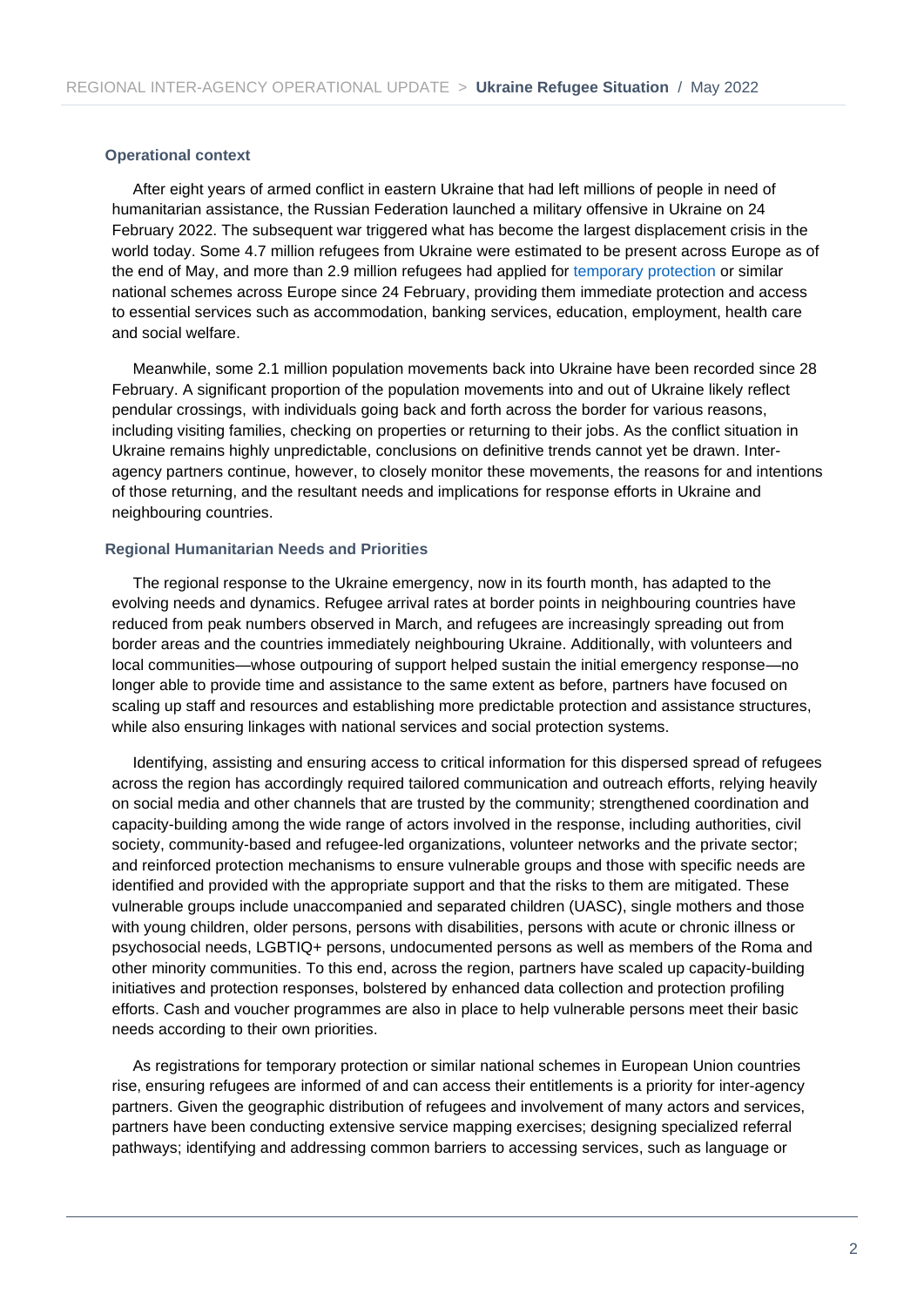### Operational context

After eight years of armed conflict in eastern Ukraine that had left millions of people in need of humanitarian assistance, the Russian Federation launched a military offensive in Ukraine on 24 February 2022. The subsequent war triggered what has become the largest displacement crisis in the world today. Some 4.7 million refugees from Ukraine were estimated to be present across Europe as of the end of May, and more than 2.9 million refugees had applied for temporary protection or similar national schemes across Europe since 24 February, providing them immediate protection and access to essential services such as accommodation, banking services, education, employment, health care and social welfare.

Meanwhile, some 2.1 million population movements back into Ukraine have been recorded since 28 February. A significant proportion of the population movements into and out of Ukraine likely reflect pendular crossings, with individuals going back and forth across the border for various reasons, including visiting families, checking on properties or returning to their jobs. As the conflict situation in Ukraine remains highly unpredictable, conclusions on definitive trends cannot yet be drawn. Inter-agency partners continue, however, to closely monitor these movements, the reasons for and intentions of those returning, and the resultant needs and implications for response efforts in Ukraine and neighbouring countries.

### Regional Humanitarian Needs and Priorities

The regional response to the Ukraine emergency, now in its fourth month, has adapted to the evolving needs and dynamics. Refugee arrival rates at border points in neighbouring countries have reduced from peak numbers observed in March, and refugees are increasingly spreading out from border areas and the countries immediately neighbouring Ukraine. Additionally, with volunteers and local communities—whose outpouring of support helped sustain the initial emergency response—no longer able to provide time and assistance to the same extent as before, partners have focused on scaling up staff and resources and establishing more predictable protection and assistance structures, while also ensuring linkages with national services and social protection systems.

Identifying, assisting and ensuring access to critical information for this dispersed spread of refugees across the region has accordingly required tailored communication and outreach efforts, relying heavily on social media and other channels that are trusted by the community; strengthened coordination and capacity-building among the wide range of actors involved in the response, including authorities, civil society, community-based and refugee-led organizations, volunteer networks and the private sector; and reinforced protection mechanisms to ensure vulnerable groups and those with specific needs are identified and provided with the appropriate support and that the risks to them are mitigated. These vulnerable groups include unaccompanied and separated children (UASC), single mothers and those with young children, older persons, persons with disabilities, persons with acute or chronic illness or psychosocial needs, LGBTIQ+ persons, undocumented persons as well as members of the Roma and other minority communities. To this end, across the region, partners have scaled up capacity-building initiatives and protection responses, bolstered by enhanced data collection and protection profiling efforts. Cash and voucher programmes are also in place to help vulnerable persons meet their basic needs according to their own priorities.

As registrations for temporary protection or similar national schemes in European Union countries rise, ensuring refugees are informed of and can access their entitlements is a priority for inter-agency partners. Given the geographic distribution of refugees and involvement of many actors and services, partners have been conducting extensive service mapping exercises; designing specialized referral pathways; identifying and addressing common barriers to accessing services, such as language or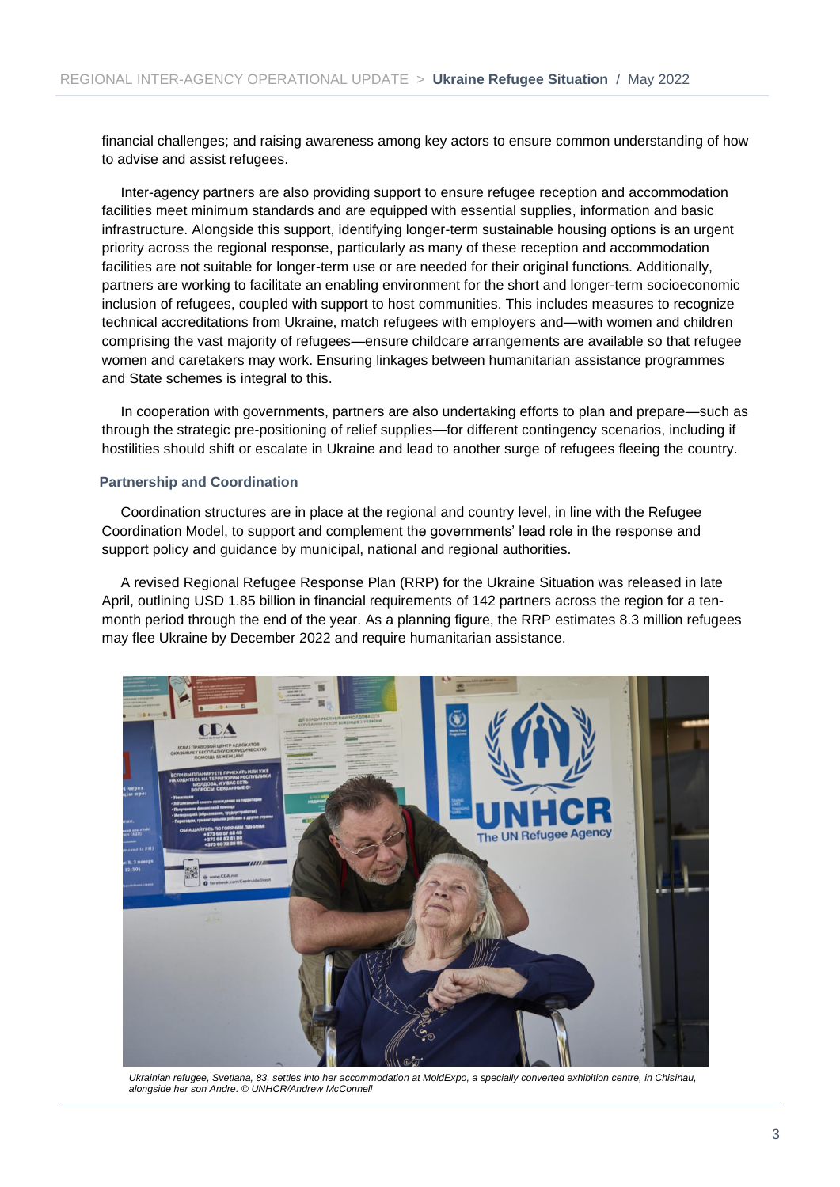financial challenges; and raising awareness among key actors to ensure common understanding of how to advise and assist refugees.

Inter-agency partners are also providing support to ensure refugee reception and accommodation facilities meet minimum standards and are equipped with essential supplies, information and basic infrastructure. Alongside this support, identifying longer-term sustainable housing options is an urgent priority across the regional response, particularly as many of these reception and accommodation facilities are not suitable for longer-term use or are needed for their original functions. Additionally, partners are working to facilitate an enabling environment for the short and longer-term socioeconomic inclusion of refugees, coupled with support to host communities. This includes measures to recognize technical accreditations from Ukraine, match refugees with employers and—with women and children comprising the vast majority of refugees—ensure childcare arrangements are available so that refugee women and caretakers may work. Ensuring linkages between humanitarian assistance programmes and State schemes is integral to this.

In cooperation with governments, partners are also undertaking efforts to plan and prepare—such as through the strategic pre-positioning of relief supplies—for different contingency scenarios, including if hostilities should shift or escalate in Ukraine and lead to another surge of refugees fleeing the country.

### Partnership and Coordination

Coordination structures are in place at the regional and country level, in line with the Refugee Coordination Model, to support and complement the governments' lead role in the response and support policy and guidance by municipal, national and regional authorities.

A revised Regional Refugee Response Plan (RRP) for the Ukraine Situation was released in late April, outlining USD 1.85 billion in financial requirements of 142 partners across the region for a ten-month period through the end of the year. As a planning figure, the RRP estimates 8.3 million refugees may flee Ukraine by December 2022 and require humanitarian assistance.

*Ukrainian refugee, Svetlana, 83, settles into her accommodation at MoldExpo, a specially converted exhibition centre, in Chisinau, alongside her son Andre. © UNHCR/Andrew McConnell*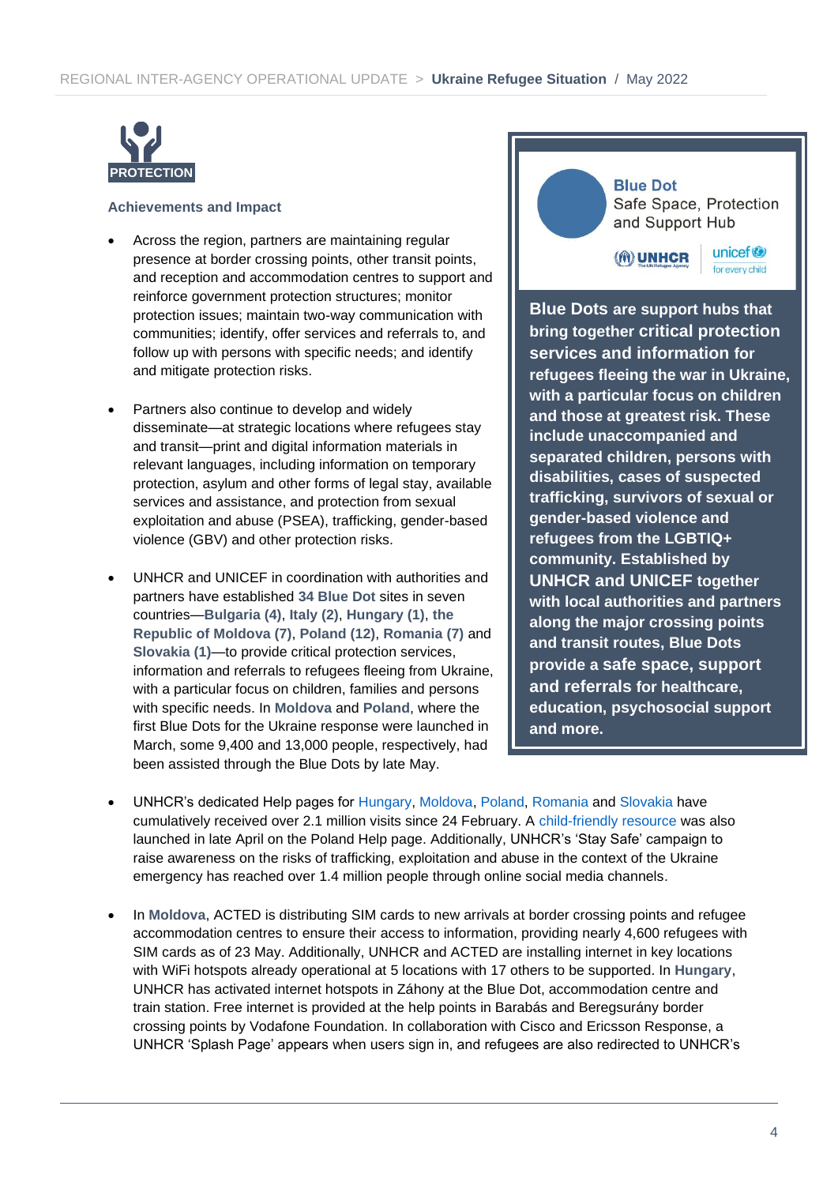PROTECTION

### Achievements and Impact

- Across the region, partners are maintaining regular presence at border crossing points, other transit points, and reception and accommodation centres to support and reinforce government protection structures; monitor protection issues; maintain two-way communication with communities; identify, offer services and referrals to, and follow up with persons with specific needs; and identify and mitigate protection risks.

- Partners also continue to develop and widely disseminate—at strategic locations where refugees stay and transit—print and digital information materials in relevant languages, including information on temporary protection, asylum and other forms of legal stay, available services and assistance, and protection from sexual exploitation and abuse (PSEA), trafficking, gender-based violence (GBV) and other protection risks.

- UNHCR and UNICEF in coordination with authorities and partners have established **34 Blue Dot** sites in seven countries—**Bulgaria (4)**, **Italy (2)**, **Hungary (1)**, **the Republic of Moldova (7)**, **Poland (12)**, **Romania (7)** and **Slovakia (1)**—to provide critical protection services, information and referrals to refugees fleeing from Ukraine, with a particular focus on children, families and persons with specific needs. In **Moldova** and **Poland**, where the first Blue Dots for the Ukraine response were launched in March, some 9,400 and 13,000 people, respectively, had been assisted through the Blue Dots by late May.

> **Blue Dot**
> Safe Space, Protection and Support Hub
> UNHCR | unicef for every child
>
> **Blue Dots are support hubs that bring together critical protection services and information for refugees fleeing the war in Ukraine, with a particular focus on children and those at greatest risk. These include unaccompanied and separated children, persons with disabilities, cases of suspected trafficking, survivors of sexual or gender-based violence and refugees from the LGBTIQ+ community. Established by UNHCR and UNICEF together with local authorities and partners along the major crossing points and transit routes, Blue Dots provide a safe space, support and referrals for healthcare, education, psychosocial support and more.**

- UNHCR's dedicated Help pages for Hungary, Moldova, Poland, Romania and Slovakia have cumulatively received over 2.1 million visits since 24 February. A child-friendly resource was also launched in late April on the Poland Help page. Additionally, UNHCR's 'Stay Safe' campaign to raise awareness on the risks of trafficking, exploitation and abuse in the context of the Ukraine emergency has reached over 1.4 million people through online social media channels.

- In **Moldova**, ACTED is distributing SIM cards to new arrivals at border crossing points and refugee accommodation centres to ensure their access to information, providing nearly 4,600 refugees with SIM cards as of 23 May. Additionally, UNHCR and ACTED are installing internet in key locations with WiFi hotspots already operational at 5 locations with 17 others to be supported. In **Hungary**, UNHCR has activated internet hotspots in Záhony at the Blue Dot, accommodation centre and train station. Free internet is provided at the help points in Barabás and Beregsurány border crossing points by Vodafone Foundation. In collaboration with Cisco and Ericsson Response, a UNHCR 'Splash Page' appears when users sign in, and refugees are also redirected to UNHCR's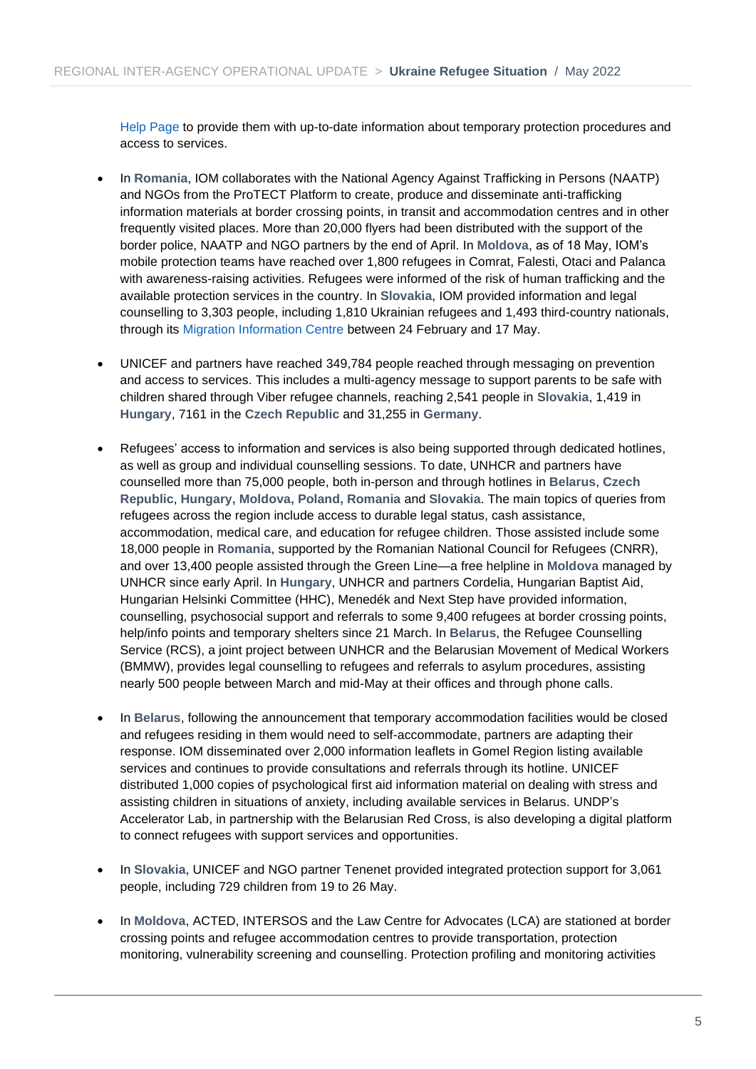Help Page to provide them with up-to-date information about temporary protection procedures and access to services.

- In **Romania**, IOM collaborates with the National Agency Against Trafficking in Persons (NAATP) and NGOs from the ProTECT Platform to create, produce and disseminate anti-trafficking information materials at border crossing points, in transit and accommodation centres and in other frequently visited places. More than 20,000 flyers had been distributed with the support of the border police, NAATP and NGO partners by the end of April. In **Moldova**, as of 18 May, IOM's mobile protection teams have reached over 1,800 refugees in Comrat, Falesti, Otaci and Palanca with awareness-raising activities. Refugees were informed of the risk of human trafficking and the available protection services in the country. In **Slovakia**, IOM provided information and legal counselling to 3,303 people, including 1,810 Ukrainian refugees and 1,493 third-country nationals, through its Migration Information Centre between 24 February and 17 May.

- UNICEF and partners have reached 349,784 people reached through messaging on prevention and access to services. This includes a multi-agency message to support parents to be safe with children shared through Viber refugee channels, reaching 2,541 people in **Slovakia**, 1,419 in **Hungary**, 7161 in the **Czech Republic** and 31,255 in **Germany**.

- Refugees' access to information and services is also being supported through dedicated hotlines, as well as group and individual counselling sessions. To date, UNHCR and partners have counselled more than 75,000 people, both in-person and through hotlines in **Belarus**, **Czech Republic**, **Hungary, Moldova, Poland, Romania** and **Slovakia**. The main topics of queries from refugees across the region include access to durable legal status, cash assistance, accommodation, medical care, and education for refugee children. Those assisted include some 18,000 people in **Romania**, supported by the Romanian National Council for Refugees (CNRR), and over 13,400 people assisted through the Green Line—a free helpline in **Moldova** managed by UNHCR since early April. In **Hungary**, UNHCR and partners Cordelia, Hungarian Baptist Aid, Hungarian Helsinki Committee (HHC), Menedék and Next Step have provided information, counselling, psychosocial support and referrals to some 9,400 refugees at border crossing points, help/info points and temporary shelters since 21 March. In **Belarus**, the Refugee Counselling Service (RCS), a joint project between UNHCR and the Belarusian Movement of Medical Workers (BMMW), provides legal counselling to refugees and referrals to asylum procedures, assisting nearly 500 people between March and mid-May at their offices and through phone calls.

- In **Belarus**, following the announcement that temporary accommodation facilities would be closed and refugees residing in them would need to self-accommodate, partners are adapting their response. IOM disseminated over 2,000 information leaflets in Gomel Region listing available services and continues to provide consultations and referrals through its hotline. UNICEF distributed 1,000 copies of psychological first aid information material on dealing with stress and assisting children in situations of anxiety, including available services in Belarus. UNDP's Accelerator Lab, in partnership with the Belarusian Red Cross, is also developing a digital platform to connect refugees with support services and opportunities.

- In **Slovakia**, UNICEF and NGO partner Tenenet provided integrated protection support for 3,061 people, including 729 children from 19 to 26 May.

- In **Moldova**, ACTED, INTERSOS and the Law Centre for Advocates (LCA) are stationed at border crossing points and refugee accommodation centres to provide transportation, protection monitoring, vulnerability screening and counselling. Protection profiling and monitoring activities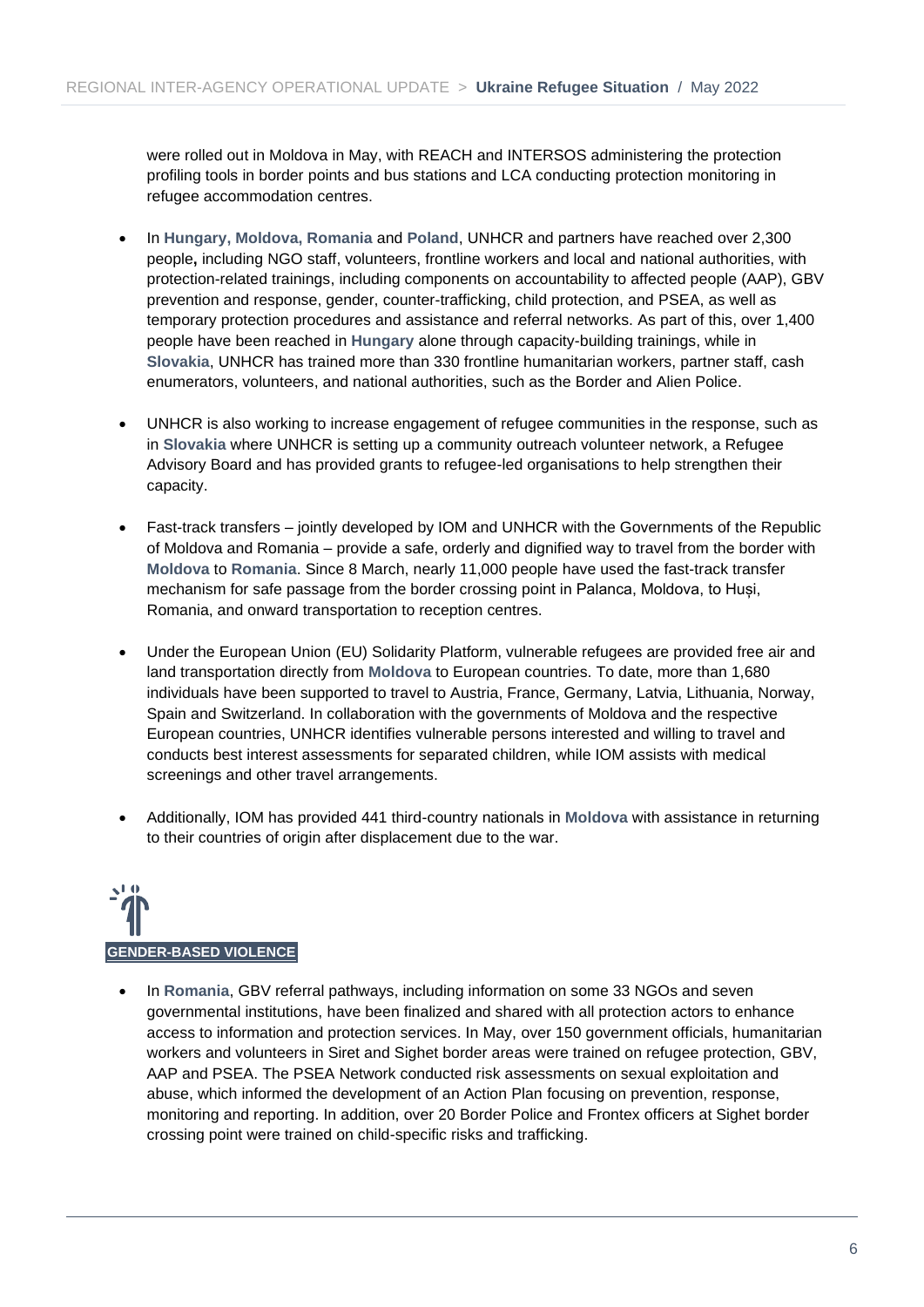were rolled out in Moldova in May, with REACH and INTERSOS administering the protection profiling tools in border points and bus stations and LCA conducting protection monitoring in refugee accommodation centres.

- In **Hungary, Moldova, Romania** and **Poland**, UNHCR and partners have reached over 2,300 people**,** including NGO staff, volunteers, frontline workers and local and national authorities, with protection-related trainings, including components on accountability to affected people (AAP), GBV prevention and response, gender, counter-trafficking, child protection, and PSEA, as well as temporary protection procedures and assistance and referral networks. As part of this, over 1,400 people have been reached in **Hungary** alone through capacity-building trainings, while in **Slovakia**, UNHCR has trained more than 330 frontline humanitarian workers, partner staff, cash enumerators, volunteers, and national authorities, such as the Border and Alien Police.

- UNHCR is also working to increase engagement of refugee communities in the response, such as in **Slovakia** where UNHCR is setting up a community outreach volunteer network, a Refugee Advisory Board and has provided grants to refugee-led organisations to help strengthen their capacity.

- Fast-track transfers – jointly developed by IOM and UNHCR with the Governments of the Republic of Moldova and Romania – provide a safe, orderly and dignified way to travel from the border with **Moldova** to **Romania**. Since 8 March, nearly 11,000 people have used the fast-track transfer mechanism for safe passage from the border crossing point in Palanca, Moldova, to Huși, Romania, and onward transportation to reception centres.

- Under the European Union (EU) Solidarity Platform, vulnerable refugees are provided free air and land transportation directly from **Moldova** to European countries. To date, more than 1,680 individuals have been supported to travel to Austria, France, Germany, Latvia, Lithuania, Norway, Spain and Switzerland. In collaboration with the governments of Moldova and the respective European countries, UNHCR identifies vulnerable persons interested and willing to travel and conducts best interest assessments for separated children, while IOM assists with medical screenings and other travel arrangements.

- Additionally, IOM has provided 441 third-country nationals in **Moldova** with assistance in returning to their countries of origin after displacement due to the war.

## GENDER-BASED VIOLENCE

- In **Romania**, GBV referral pathways, including information on some 33 NGOs and seven governmental institutions, have been finalized and shared with all protection actors to enhance access to information and protection services. In May, over 150 government officials, humanitarian workers and volunteers in Siret and Sighet border areas were trained on refugee protection, GBV, AAP and PSEA. The PSEA Network conducted risk assessments on sexual exploitation and abuse, which informed the development of an Action Plan focusing on prevention, response, monitoring and reporting. In addition, over 20 Border Police and Frontex officers at Sighet border crossing point were trained on child-specific risks and trafficking.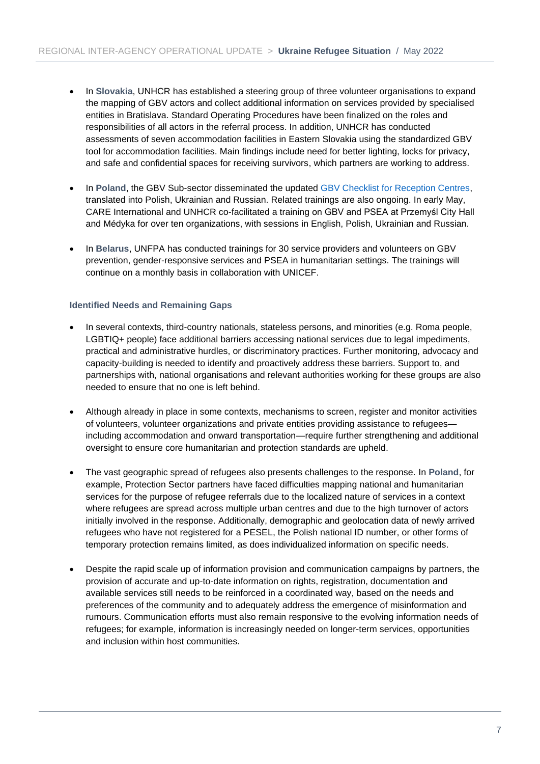- In **Slovakia**, UNHCR has established a steering group of three volunteer organisations to expand the mapping of GBV actors and collect additional information on services provided by specialised entities in Bratislava. Standard Operating Procedures have been finalized on the roles and responsibilities of all actors in the referral process. In addition, UNHCR has conducted assessments of seven accommodation facilities in Eastern Slovakia using the standardized GBV tool for accommodation facilities. Main findings include need for better lighting, locks for privacy, and safe and confidential spaces for receiving survivors, which partners are working to address.

- In **Poland**, the GBV Sub-sector disseminated the updated GBV Checklist for Reception Centres, translated into Polish, Ukrainian and Russian. Related trainings are also ongoing. In early May, CARE International and UNHCR co-facilitated a training on GBV and PSEA at Przemyśl City Hall and Médyka for over ten organizations, with sessions in English, Polish, Ukrainian and Russian.

- In **Belarus**, UNFPA has conducted trainings for 30 service providers and volunteers on GBV prevention, gender-responsive services and PSEA in humanitarian settings. The trainings will continue on a monthly basis in collaboration with UNICEF.

### Identified Needs and Remaining Gaps

- In several contexts, third-country nationals, stateless persons, and minorities (e.g. Roma people, LGBTIQ+ people) face additional barriers accessing national services due to legal impediments, practical and administrative hurdles, or discriminatory practices. Further monitoring, advocacy and capacity-building is needed to identify and proactively address these barriers. Support to, and partnerships with, national organisations and relevant authorities working for these groups are also needed to ensure that no one is left behind.

- Although already in place in some contexts, mechanisms to screen, register and monitor activities of volunteers, volunteer organizations and private entities providing assistance to refugees—including accommodation and onward transportation—require further strengthening and additional oversight to ensure core humanitarian and protection standards are upheld.

- The vast geographic spread of refugees also presents challenges to the response. In **Poland**, for example, Protection Sector partners have faced difficulties mapping national and humanitarian services for the purpose of refugee referrals due to the localized nature of services in a context where refugees are spread across multiple urban centres and due to the high turnover of actors initially involved in the response. Additionally, demographic and geolocation data of newly arrived refugees who have not registered for a PESEL, the Polish national ID number, or other forms of temporary protection remains limited, as does individualized information on specific needs.

- Despite the rapid scale up of information provision and communication campaigns by partners, the provision of accurate and up-to-date information on rights, registration, documentation and available services still needs to be reinforced in a coordinated way, based on the needs and preferences of the community and to adequately address the emergence of misinformation and rumours. Communication efforts must also remain responsive to the evolving information needs of refugees; for example, information is increasingly needed on longer-term services, opportunities and inclusion within host communities.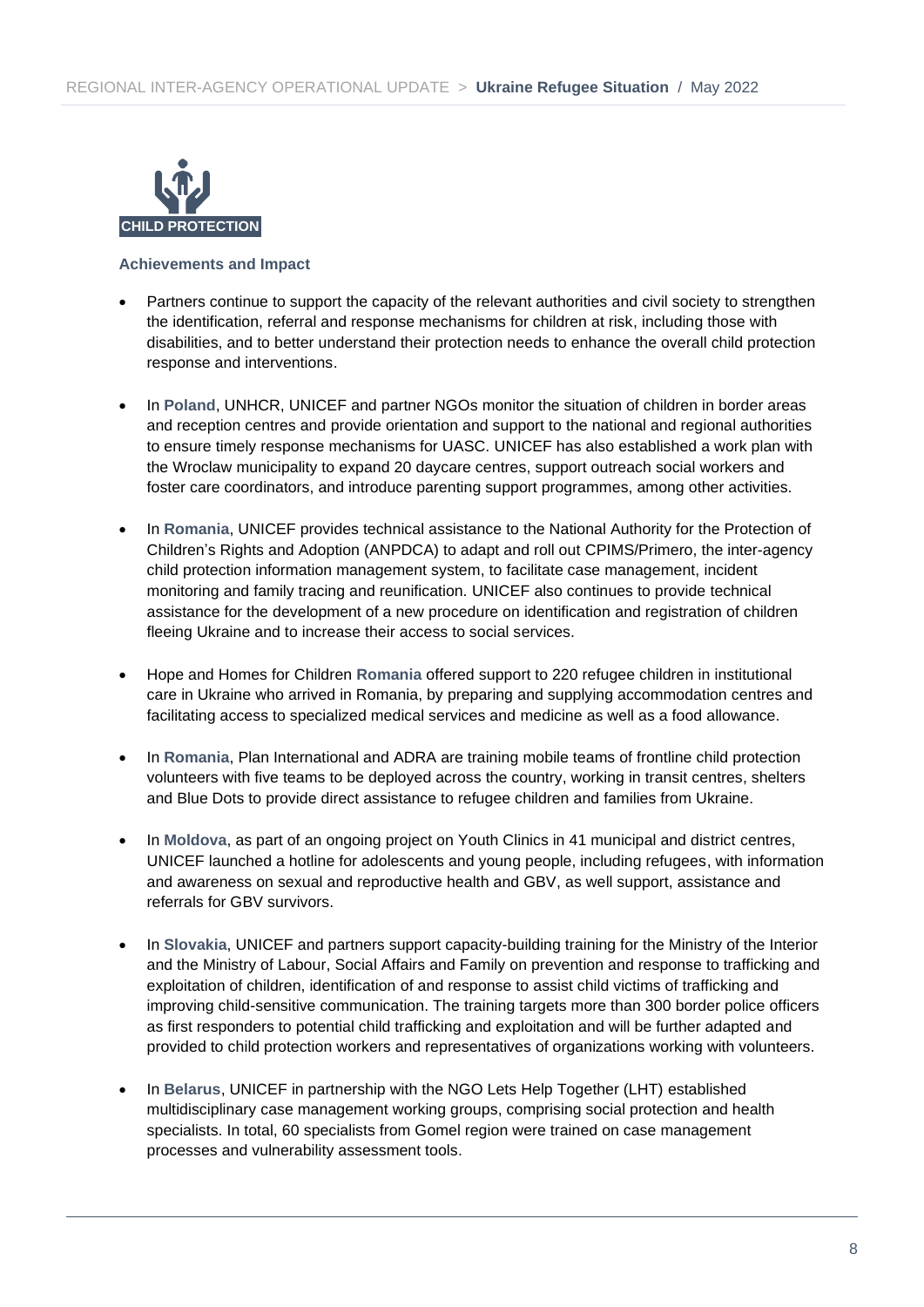## CHILD PROTECTION

### Achievements and Impact

- Partners continue to support the capacity of the relevant authorities and civil society to strengthen the identification, referral and response mechanisms for children at risk, including those with disabilities, and to better understand their protection needs to enhance the overall child protection response and interventions.

- In **Poland**, UNHCR, UNICEF and partner NGOs monitor the situation of children in border areas and reception centres and provide orientation and support to the national and regional authorities to ensure timely response mechanisms for UASC. UNICEF has also established a work plan with the Wroclaw municipality to expand 20 daycare centres, support outreach social workers and foster care coordinators, and introduce parenting support programmes, among other activities.

- In **Romania**, UNICEF provides technical assistance to the National Authority for the Protection of Children's Rights and Adoption (ANPDCA) to adapt and roll out CPIMS/Primero, the inter-agency child protection information management system, to facilitate case management, incident monitoring and family tracing and reunification. UNICEF also continues to provide technical assistance for the development of a new procedure on identification and registration of children fleeing Ukraine and to increase their access to social services.

- Hope and Homes for Children **Romania** offered support to 220 refugee children in institutional care in Ukraine who arrived in Romania, by preparing and supplying accommodation centres and facilitating access to specialized medical services and medicine as well as a food allowance.

- In **Romania**, Plan International and ADRA are training mobile teams of frontline child protection volunteers with five teams to be deployed across the country, working in transit centres, shelters and Blue Dots to provide direct assistance to refugee children and families from Ukraine.

- In **Moldova**, as part of an ongoing project on Youth Clinics in 41 municipal and district centres, UNICEF launched a hotline for adolescents and young people, including refugees, with information and awareness on sexual and reproductive health and GBV, as well support, assistance and referrals for GBV survivors.

- In **Slovakia**, UNICEF and partners support capacity-building training for the Ministry of the Interior and the Ministry of Labour, Social Affairs and Family on prevention and response to trafficking and exploitation of children, identification of and response to assist child victims of trafficking and improving child-sensitive communication. The training targets more than 300 border police officers as first responders to potential child trafficking and exploitation and will be further adapted and provided to child protection workers and representatives of organizations working with volunteers.

- In **Belarus**, UNICEF in partnership with the NGO Lets Help Together (LHT) established multidisciplinary case management working groups, comprising social protection and health specialists. In total, 60 specialists from Gomel region were trained on case management processes and vulnerability assessment tools.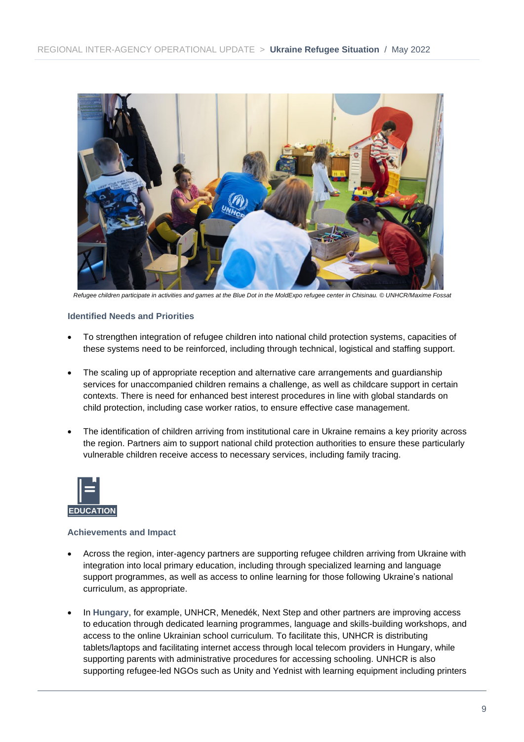*Refugee children participate in activities and games at the Blue Dot in the MoldExpo refugee center in Chisinau. © UNHCR/Maxime Fossat*

### Identified Needs and Priorities

- To strengthen integration of refugee children into national child protection systems, capacities of these systems need to be reinforced, including through technical, logistical and staffing support.

- The scaling up of appropriate reception and alternative care arrangements and guardianship services for unaccompanied children remains a challenge, as well as childcare support in certain contexts. There is need for enhanced best interest procedures in line with global standards on child protection, including case worker ratios, to ensure effective case management.

- The identification of children arriving from institutional care in Ukraine remains a key priority across the region. Partners aim to support national child protection authorities to ensure these particularly vulnerable children receive access to necessary services, including family tracing.

## EDUCATION

### Achievements and Impact

- Across the region, inter-agency partners are supporting refugee children arriving from Ukraine with integration into local primary education, including through specialized learning and language support programmes, as well as access to online learning for those following Ukraine's national curriculum, as appropriate.

- In **Hungary**, for example, UNHCR, Menedék, Next Step and other partners are improving access to education through dedicated learning programmes, language and skills-building workshops, and access to the online Ukrainian school curriculum. To facilitate this, UNHCR is distributing tablets/laptops and facilitating internet access through local telecom providers in Hungary, while supporting parents with administrative procedures for accessing schooling. UNHCR is also supporting refugee-led NGOs such as Unity and Yednist with learning equipment including printers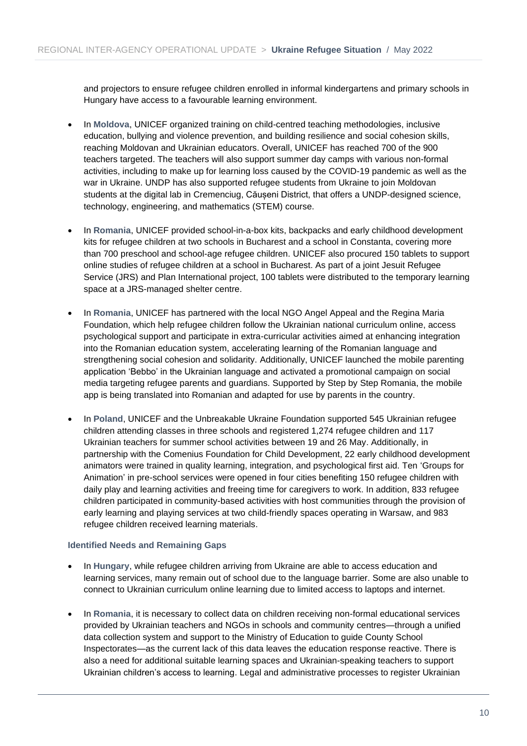and projectors to ensure refugee children enrolled in informal kindergartens and primary schools in Hungary have access to a favourable learning environment.

- In **Moldova**, UNICEF organized training on child-centred teaching methodologies, inclusive education, bullying and violence prevention, and building resilience and social cohesion skills, reaching Moldovan and Ukrainian educators. Overall, UNICEF has reached 700 of the 900 teachers targeted. The teachers will also support summer day camps with various non-formal activities, including to make up for learning loss caused by the COVID-19 pandemic as well as the war in Ukraine. UNDP has also supported refugee students from Ukraine to join Moldovan students at the digital lab in Cremenciug, Căușeni District, that offers a UNDP-designed science, technology, engineering, and mathematics (STEM) course.

- In **Romania**, UNICEF provided school-in-a-box kits, backpacks and early childhood development kits for refugee children at two schools in Bucharest and a school in Constanta, covering more than 700 preschool and school-age refugee children. UNICEF also procured 150 tablets to support online studies of refugee children at a school in Bucharest. As part of a joint Jesuit Refugee Service (JRS) and Plan International project, 100 tablets were distributed to the temporary learning space at a JRS-managed shelter centre.

- In **Romania**, UNICEF has partnered with the local NGO Angel Appeal and the Regina Maria Foundation, which help refugee children follow the Ukrainian national curriculum online, access psychological support and participate in extra-curricular activities aimed at enhancing integration into the Romanian education system, accelerating learning of the Romanian language and strengthening social cohesion and solidarity. Additionally, UNICEF launched the mobile parenting application 'Bebbo' in the Ukrainian language and activated a promotional campaign on social media targeting refugee parents and guardians. Supported by Step by Step Romania, the mobile app is being translated into Romanian and adapted for use by parents in the country.

- In **Poland**, UNICEF and the Unbreakable Ukraine Foundation supported 545 Ukrainian refugee children attending classes in three schools and registered 1,274 refugee children and 117 Ukrainian teachers for summer school activities between 19 and 26 May. Additionally, in partnership with the Comenius Foundation for Child Development, 22 early childhood development animators were trained in quality learning, integration, and psychological first aid. Ten 'Groups for Animation' in pre-school services were opened in four cities benefiting 150 refugee children with daily play and learning activities and freeing time for caregivers to work. In addition, 833 refugee children participated in community-based activities with host communities through the provision of early learning and playing services at two child-friendly spaces operating in Warsaw, and 983 refugee children received learning materials.

#### Identified Needs and Remaining Gaps

- In **Hungary**, while refugee children arriving from Ukraine are able to access education and learning services, many remain out of school due to the language barrier. Some are also unable to connect to Ukrainian curriculum online learning due to limited access to laptops and internet.

- In **Romania**, it is necessary to collect data on children receiving non-formal educational services provided by Ukrainian teachers and NGOs in schools and community centres—through a unified data collection system and support to the Ministry of Education to guide County School Inspectorates—as the current lack of this data leaves the education response reactive. There is also a need for additional suitable learning spaces and Ukrainian-speaking teachers to support Ukrainian children's access to learning. Legal and administrative processes to register Ukrainian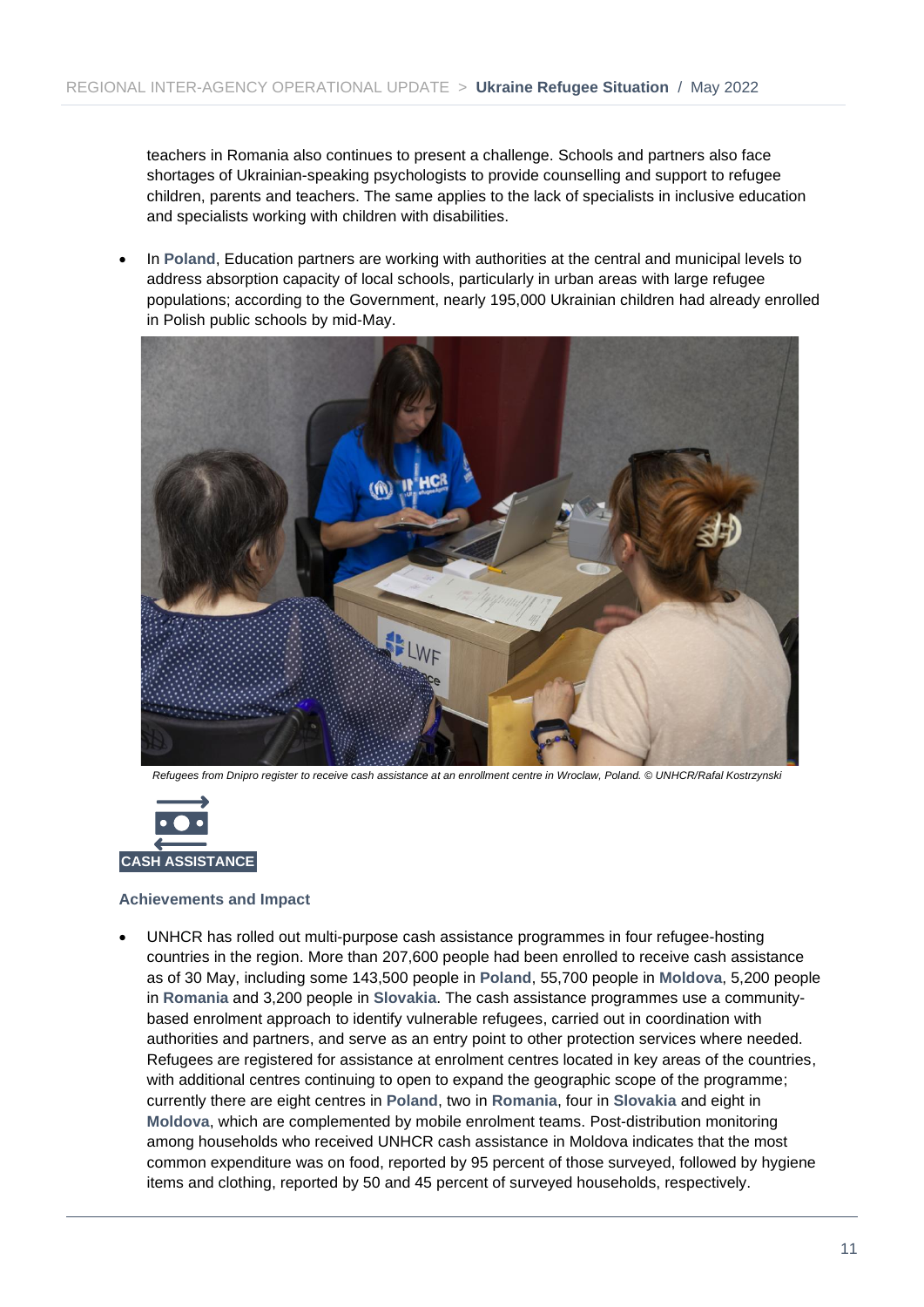teachers in Romania also continues to present a challenge. Schools and partners also face shortages of Ukrainian-speaking psychologists to provide counselling and support to refugee children, parents and teachers. The same applies to the lack of specialists in inclusive education and specialists working with children with disabilities.

- In **Poland**, Education partners are working with authorities at the central and municipal levels to address absorption capacity of local schools, particularly in urban areas with large refugee populations; according to the Government, nearly 195,000 Ukrainian children had already enrolled in Polish public schools by mid-May.

*Refugees from Dnipro register to receive cash assistance at an enrollment centre in Wroclaw, Poland. © UNHCR/Rafal Kostrzynski*

## CASH ASSISTANCE

### Achievements and Impact

- UNHCR has rolled out multi-purpose cash assistance programmes in four refugee-hosting countries in the region. More than 207,600 people had been enrolled to receive cash assistance as of 30 May, including some 143,500 people in **Poland**, 55,700 people in **Moldova**, 5,200 people in **Romania** and 3,200 people in **Slovakia**. The cash assistance programmes use a community-based enrolment approach to identify vulnerable refugees, carried out in coordination with authorities and partners, and serve as an entry point to other protection services where needed. Refugees are registered for assistance at enrolment centres located in key areas of the countries, with additional centres continuing to open to expand the geographic scope of the programme; currently there are eight centres in **Poland**, two in **Romania**, four in **Slovakia** and eight in **Moldova**, which are complemented by mobile enrolment teams. Post-distribution monitoring among households who received UNHCR cash assistance in Moldova indicates that the most common expenditure was on food, reported by 95 percent of those surveyed, followed by hygiene items and clothing, reported by 50 and 45 percent of surveyed households, respectively.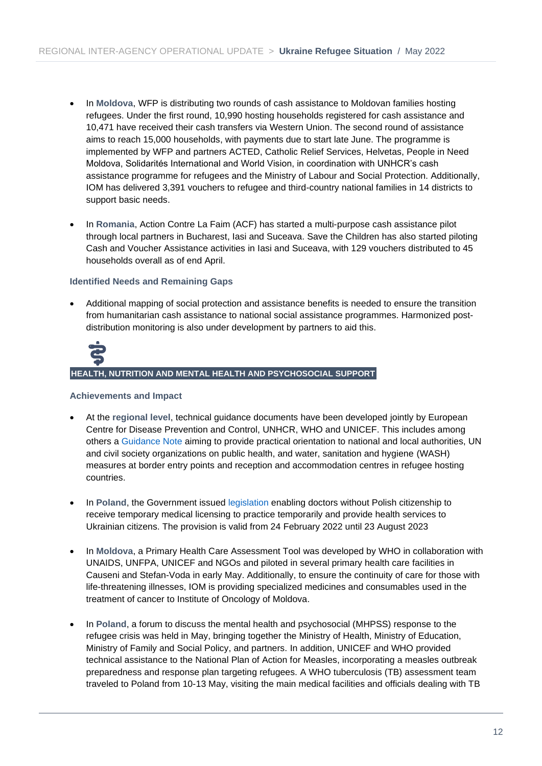- In **Moldova**, WFP is distributing two rounds of cash assistance to Moldovan families hosting refugees. Under the first round, 10,990 hosting households registered for cash assistance and 10,471 have received their cash transfers via Western Union. The second round of assistance aims to reach 15,000 households, with payments due to start late June. The programme is implemented by WFP and partners ACTED, Catholic Relief Services, Helvetas, People in Need Moldova, Solidarités International and World Vision, in coordination with UNHCR's cash assistance programme for refugees and the Ministry of Labour and Social Protection. Additionally, IOM has delivered 3,391 vouchers to refugee and third-country national families in 14 districts to support basic needs.

- In **Romania**, Action Contre La Faim (ACF) has started a multi-purpose cash assistance pilot through local partners in Bucharest, Iasi and Suceava. Save the Children has also started piloting Cash and Voucher Assistance activities in Iasi and Suceava, with 129 vouchers distributed to 45 households overall as of end April.

### Identified Needs and Remaining Gaps

- Additional mapping of social protection and assistance benefits is needed to ensure the transition from humanitarian cash assistance to national social assistance programmes. Harmonized post-distribution monitoring is also under development by partners to aid this.

## HEALTH, NUTRITION AND MENTAL HEALTH AND PSYCHOSOCIAL SUPPORT

### Achievements and Impact

- At the **regional level**, technical guidance documents have been developed jointly by European Centre for Disease Prevention and Control, UNHCR, WHO and UNICEF. This includes among others a Guidance Note aiming to provide practical orientation to national and local authorities, UN and civil society organizations on public health, and water, sanitation and hygiene (WASH) measures at border entry points and reception and accommodation centres in refugee hosting countries.

- In **Poland**, the Government issued legislation enabling doctors without Polish citizenship to receive temporary medical licensing to practice temporarily and provide health services to Ukrainian citizens. The provision is valid from 24 February 2022 until 23 August 2023

- In **Moldova**, a Primary Health Care Assessment Tool was developed by WHO in collaboration with UNAIDS, UNFPA, UNICEF and NGOs and piloted in several primary health care facilities in Causeni and Stefan-Voda in early May. Additionally, to ensure the continuity of care for those with life-threatening illnesses, IOM is providing specialized medicines and consumables used in the treatment of cancer to Institute of Oncology of Moldova.

- In **Poland**, a forum to discuss the mental health and psychosocial (MHPSS) response to the refugee crisis was held in May, bringing together the Ministry of Health, Ministry of Education, Ministry of Family and Social Policy, and partners. In addition, UNICEF and WHO provided technical assistance to the National Plan of Action for Measles, incorporating a measles outbreak preparedness and response plan targeting refugees. A WHO tuberculosis (TB) assessment team traveled to Poland from 10-13 May, visiting the main medical facilities and officials dealing with TB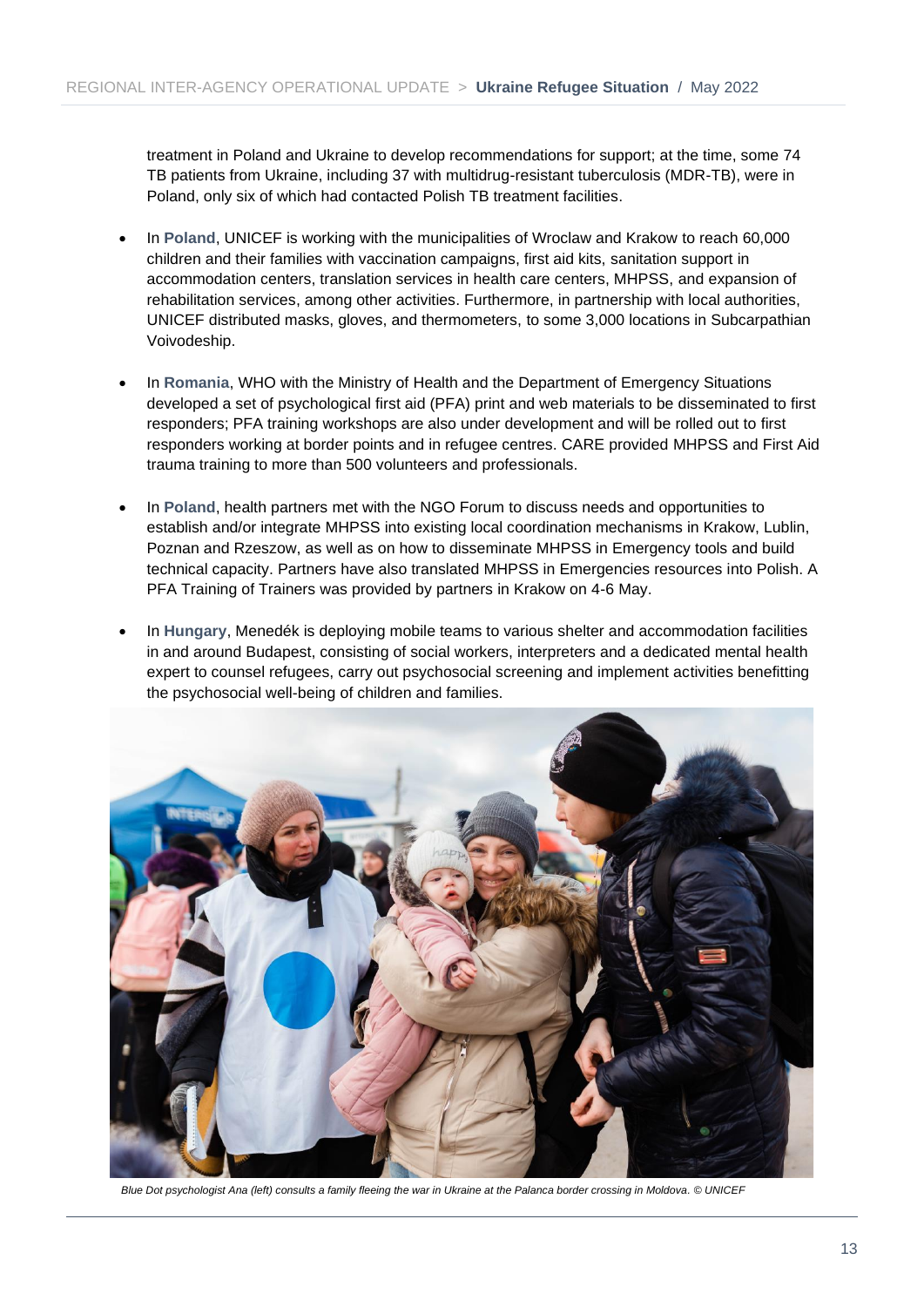treatment in Poland and Ukraine to develop recommendations for support; at the time, some 74 TB patients from Ukraine, including 37 with multidrug-resistant tuberculosis (MDR-TB), were in Poland, only six of which had contacted Polish TB treatment facilities.

- In **Poland**, UNICEF is working with the municipalities of Wroclaw and Krakow to reach 60,000 children and their families with vaccination campaigns, first aid kits, sanitation support in accommodation centers, translation services in health care centers, MHPSS, and expansion of rehabilitation services, among other activities. Furthermore, in partnership with local authorities, UNICEF distributed masks, gloves, and thermometers, to some 3,000 locations in Subcarpathian Voivodeship.
- In **Romania**, WHO with the Ministry of Health and the Department of Emergency Situations developed a set of psychological first aid (PFA) print and web materials to be disseminated to first responders; PFA training workshops are also under development and will be rolled out to first responders working at border points and in refugee centres. CARE provided MHPSS and First Aid trauma training to more than 500 volunteers and professionals.
- In **Poland**, health partners met with the NGO Forum to discuss needs and opportunities to establish and/or integrate MHPSS into existing local coordination mechanisms in Krakow, Lublin, Poznan and Rzeszow, as well as on how to disseminate MHPSS in Emergency tools and build technical capacity. Partners have also translated MHPSS in Emergencies resources into Polish. A PFA Training of Trainers was provided by partners in Krakow on 4-6 May.
- In **Hungary**, Menedék is deploying mobile teams to various shelter and accommodation facilities in and around Budapest, consisting of social workers, interpreters and a dedicated mental health expert to counsel refugees, carry out psychosocial screening and implement activities benefitting the psychosocial well-being of children and families.

*Blue Dot psychologist Ana (left) consults a family fleeing the war in Ukraine at the Palanca border crossing in Moldova. © UNICEF*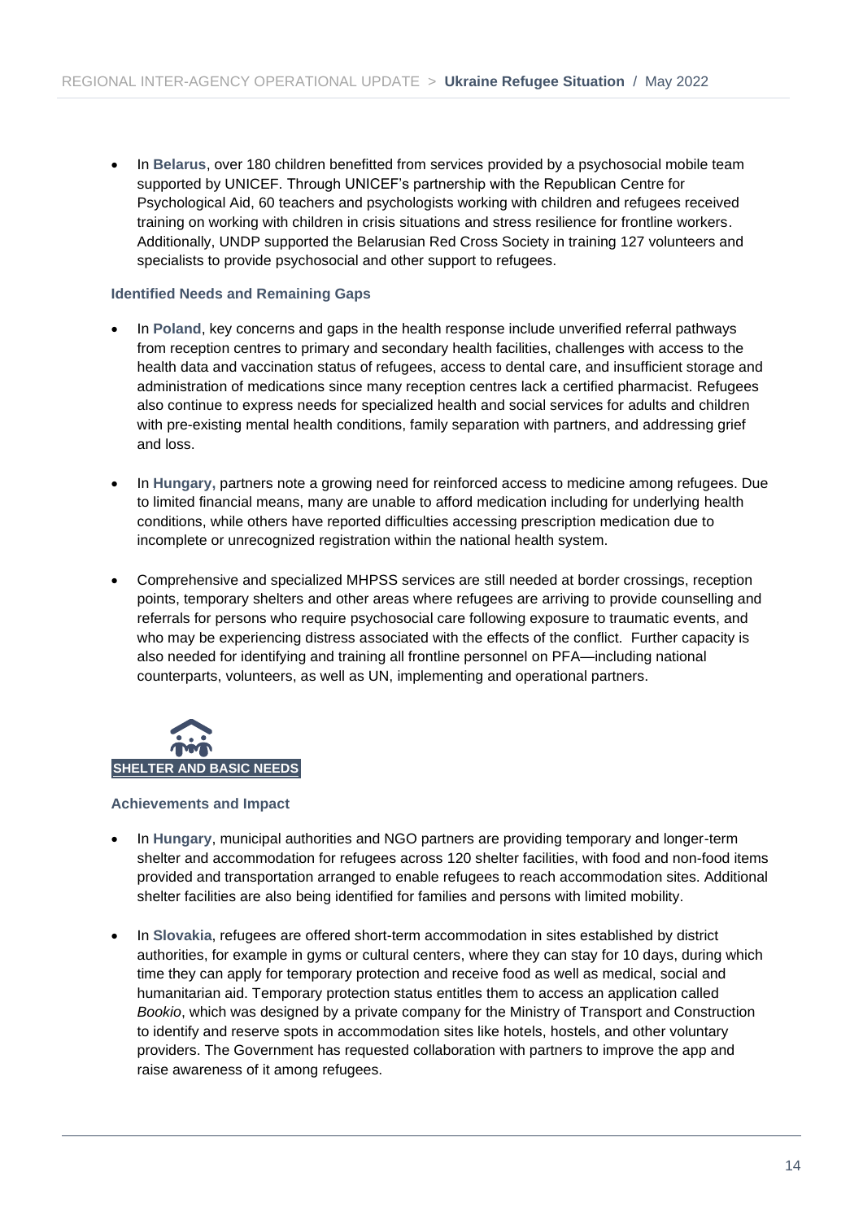- In **Belarus**, over 180 children benefitted from services provided by a psychosocial mobile team supported by UNICEF. Through UNICEF's partnership with the Republican Centre for Psychological Aid, 60 teachers and psychologists working with children and refugees received training on working with children in crisis situations and stress resilience for frontline workers. Additionally, UNDP supported the Belarusian Red Cross Society in training 127 volunteers and specialists to provide psychosocial and other support to refugees.

#### Identified Needs and Remaining Gaps

- In **Poland**, key concerns and gaps in the health response include unverified referral pathways from reception centres to primary and secondary health facilities, challenges with access to the health data and vaccination status of refugees, access to dental care, and insufficient storage and administration of medications since many reception centres lack a certified pharmacist. Refugees also continue to express needs for specialized health and social services for adults and children with pre-existing mental health conditions, family separation with partners, and addressing grief and loss.

- In **Hungary,** partners note a growing need for reinforced access to medicine among refugees. Due to limited financial means, many are unable to afford medication including for underlying health conditions, while others have reported difficulties accessing prescription medication due to incomplete or unrecognized registration within the national health system.

- Comprehensive and specialized MHPSS services are still needed at border crossings, reception points, temporary shelters and other areas where refugees are arriving to provide counselling and referrals for persons who require psychosocial care following exposure to traumatic events, and who may be experiencing distress associated with the effects of the conflict. Further capacity is also needed for identifying and training all frontline personnel on PFA—including national counterparts, volunteers, as well as UN, implementing and operational partners.

### SHELTER AND BASIC NEEDS

#### Achievements and Impact

- In **Hungary**, municipal authorities and NGO partners are providing temporary and longer-term shelter and accommodation for refugees across 120 shelter facilities, with food and non-food items provided and transportation arranged to enable refugees to reach accommodation sites. Additional shelter facilities are also being identified for families and persons with limited mobility.

- In **Slovakia**, refugees are offered short-term accommodation in sites established by district authorities, for example in gyms or cultural centers, where they can stay for 10 days, during which time they can apply for temporary protection and receive food as well as medical, social and humanitarian aid. Temporary protection status entitles them to access an application called *Bookio*, which was designed by a private company for the Ministry of Transport and Construction to identify and reserve spots in accommodation sites like hotels, hostels, and other voluntary providers. The Government has requested collaboration with partners to improve the app and raise awareness of it among refugees.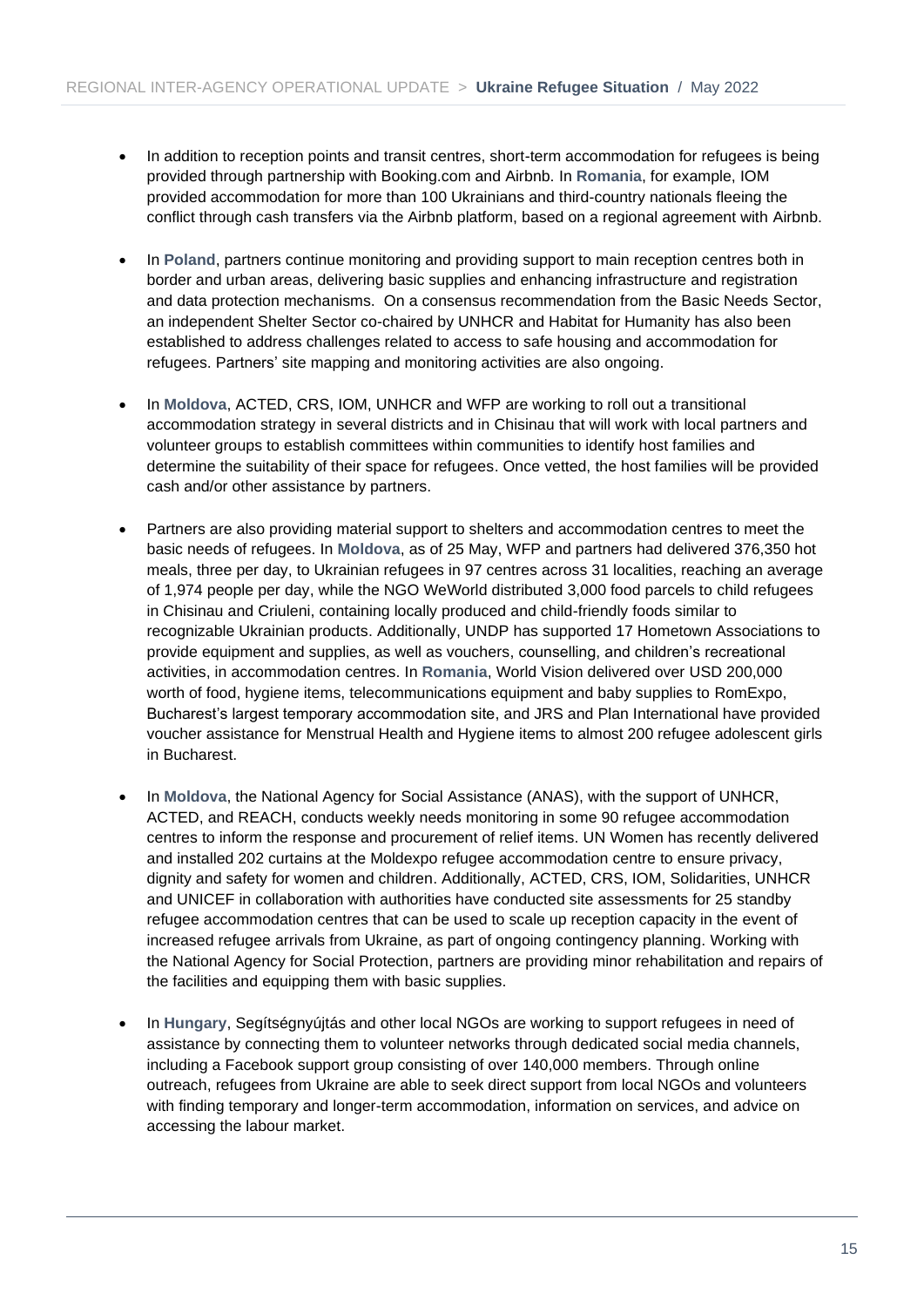- In addition to reception points and transit centres, short-term accommodation for refugees is being provided through partnership with Booking.com and Airbnb. In **Romania**, for example, IOM provided accommodation for more than 100 Ukrainians and third-country nationals fleeing the conflict through cash transfers via the Airbnb platform, based on a regional agreement with Airbnb.

- In **Poland**, partners continue monitoring and providing support to main reception centres both in border and urban areas, delivering basic supplies and enhancing infrastructure and registration and data protection mechanisms. On a consensus recommendation from the Basic Needs Sector, an independent Shelter Sector co-chaired by UNHCR and Habitat for Humanity has also been established to address challenges related to access to safe housing and accommodation for refugees. Partners' site mapping and monitoring activities are also ongoing.

- In **Moldova**, ACTED, CRS, IOM, UNHCR and WFP are working to roll out a transitional accommodation strategy in several districts and in Chisinau that will work with local partners and volunteer groups to establish committees within communities to identify host families and determine the suitability of their space for refugees. Once vetted, the host families will be provided cash and/or other assistance by partners.

- Partners are also providing material support to shelters and accommodation centres to meet the basic needs of refugees. In **Moldova**, as of 25 May, WFP and partners had delivered 376,350 hot meals, three per day, to Ukrainian refugees in 97 centres across 31 localities, reaching an average of 1,974 people per day, while the NGO WeWorld distributed 3,000 food parcels to child refugees in Chisinau and Criuleni, containing locally produced and child-friendly foods similar to recognizable Ukrainian products. Additionally, UNDP has supported 17 Hometown Associations to provide equipment and supplies, as well as vouchers, counselling, and children's recreational activities, in accommodation centres. In **Romania**, World Vision delivered over USD 200,000 worth of food, hygiene items, telecommunications equipment and baby supplies to RomExpo, Bucharest's largest temporary accommodation site, and JRS and Plan International have provided voucher assistance for Menstrual Health and Hygiene items to almost 200 refugee adolescent girls in Bucharest.

- In **Moldova**, the National Agency for Social Assistance (ANAS), with the support of UNHCR, ACTED, and REACH, conducts weekly needs monitoring in some 90 refugee accommodation centres to inform the response and procurement of relief items. UN Women has recently delivered and installed 202 curtains at the Moldexpo refugee accommodation centre to ensure privacy, dignity and safety for women and children. Additionally, ACTED, CRS, IOM, Solidarities, UNHCR and UNICEF in collaboration with authorities have conducted site assessments for 25 standby refugee accommodation centres that can be used to scale up reception capacity in the event of increased refugee arrivals from Ukraine, as part of ongoing contingency planning. Working with the National Agency for Social Protection, partners are providing minor rehabilitation and repairs of the facilities and equipping them with basic supplies.

- In **Hungary**, Segítségnyújtás and other local NGOs are working to support refugees in need of assistance by connecting them to volunteer networks through dedicated social media channels, including a Facebook support group consisting of over 140,000 members. Through online outreach, refugees from Ukraine are able to seek direct support from local NGOs and volunteers with finding temporary and longer-term accommodation, information on services, and advice on accessing the labour market.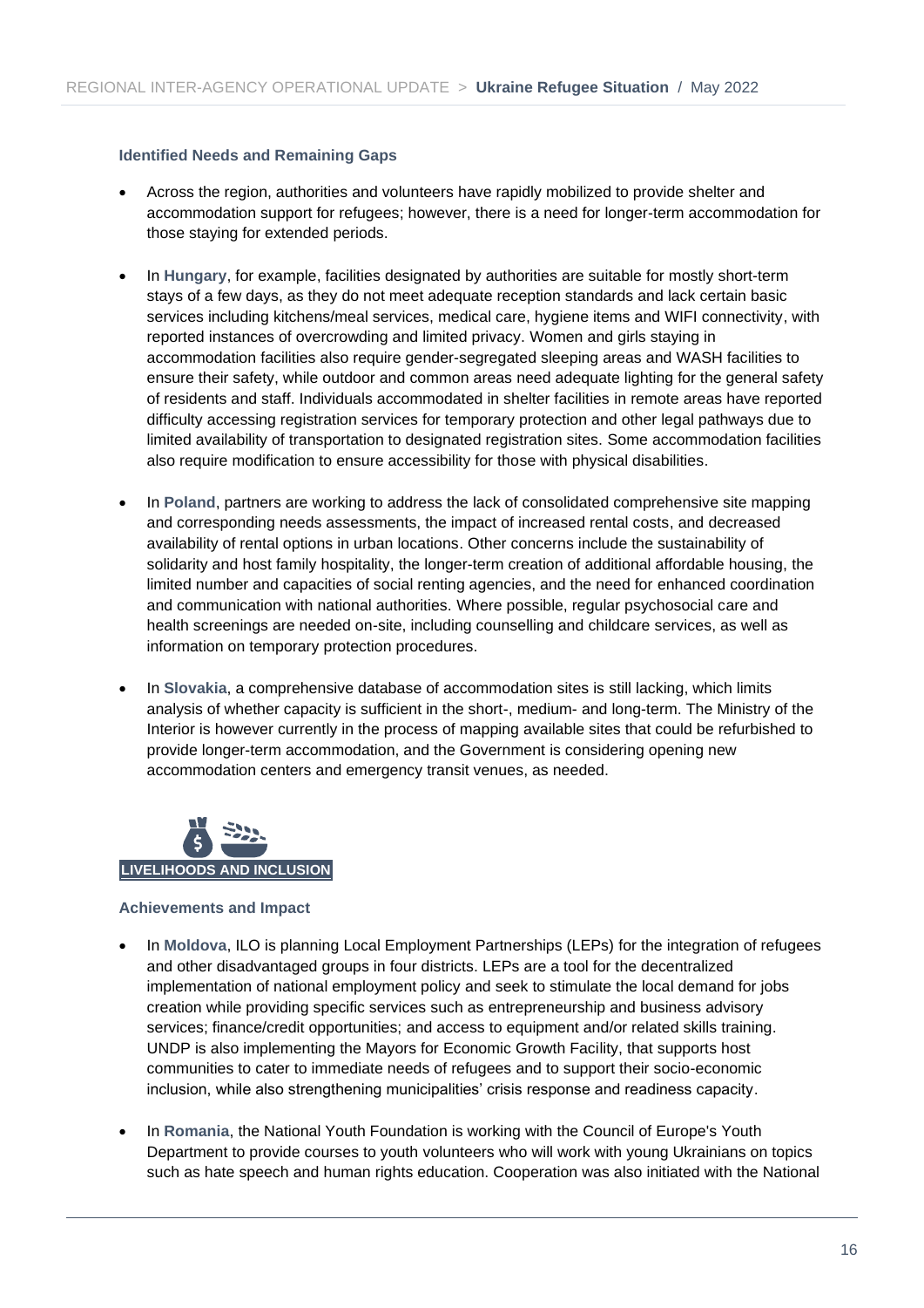### Identified Needs and Remaining Gaps

- Across the region, authorities and volunteers have rapidly mobilized to provide shelter and accommodation support for refugees; however, there is a need for longer-term accommodation for those staying for extended periods.

- In **Hungary**, for example, facilities designated by authorities are suitable for mostly short-term stays of a few days, as they do not meet adequate reception standards and lack certain basic services including kitchens/meal services, medical care, hygiene items and WIFI connectivity, with reported instances of overcrowding and limited privacy. Women and girls staying in accommodation facilities also require gender-segregated sleeping areas and WASH facilities to ensure their safety, while outdoor and common areas need adequate lighting for the general safety of residents and staff. Individuals accommodated in shelter facilities in remote areas have reported difficulty accessing registration services for temporary protection and other legal pathways due to limited availability of transportation to designated registration sites. Some accommodation facilities also require modification to ensure accessibility for those with physical disabilities.

- In **Poland**, partners are working to address the lack of consolidated comprehensive site mapping and corresponding needs assessments, the impact of increased rental costs, and decreased availability of rental options in urban locations. Other concerns include the sustainability of solidarity and host family hospitality, the longer-term creation of additional affordable housing, the limited number and capacities of social renting agencies, and the need for enhanced coordination and communication with national authorities. Where possible, regular psychosocial care and health screenings are needed on-site, including counselling and childcare services, as well as information on temporary protection procedures.

- In **Slovakia**, a comprehensive database of accommodation sites is still lacking, which limits analysis of whether capacity is sufficient in the short-, medium- and long-term. The Ministry of the Interior is however currently in the process of mapping available sites that could be refurbished to provide longer-term accommodation, and the Government is considering opening new accommodation centers and emergency transit venues, as needed.

## LIVELIHOODS AND INCLUSION

### Achievements and Impact

- In **Moldova**, ILO is planning Local Employment Partnerships (LEPs) for the integration of refugees and other disadvantaged groups in four districts. LEPs are a tool for the decentralized implementation of national employment policy and seek to stimulate the local demand for jobs creation while providing specific services such as entrepreneurship and business advisory services; finance/credit opportunities; and access to equipment and/or related skills training. UNDP is also implementing the Mayors for Economic Growth Facility, that supports host communities to cater to immediate needs of refugees and to support their socio-economic inclusion, while also strengthening municipalities' crisis response and readiness capacity.

- In **Romania**, the National Youth Foundation is working with the Council of Europe's Youth Department to provide courses to youth volunteers who will work with young Ukrainians on topics such as hate speech and human rights education. Cooperation was also initiated with the National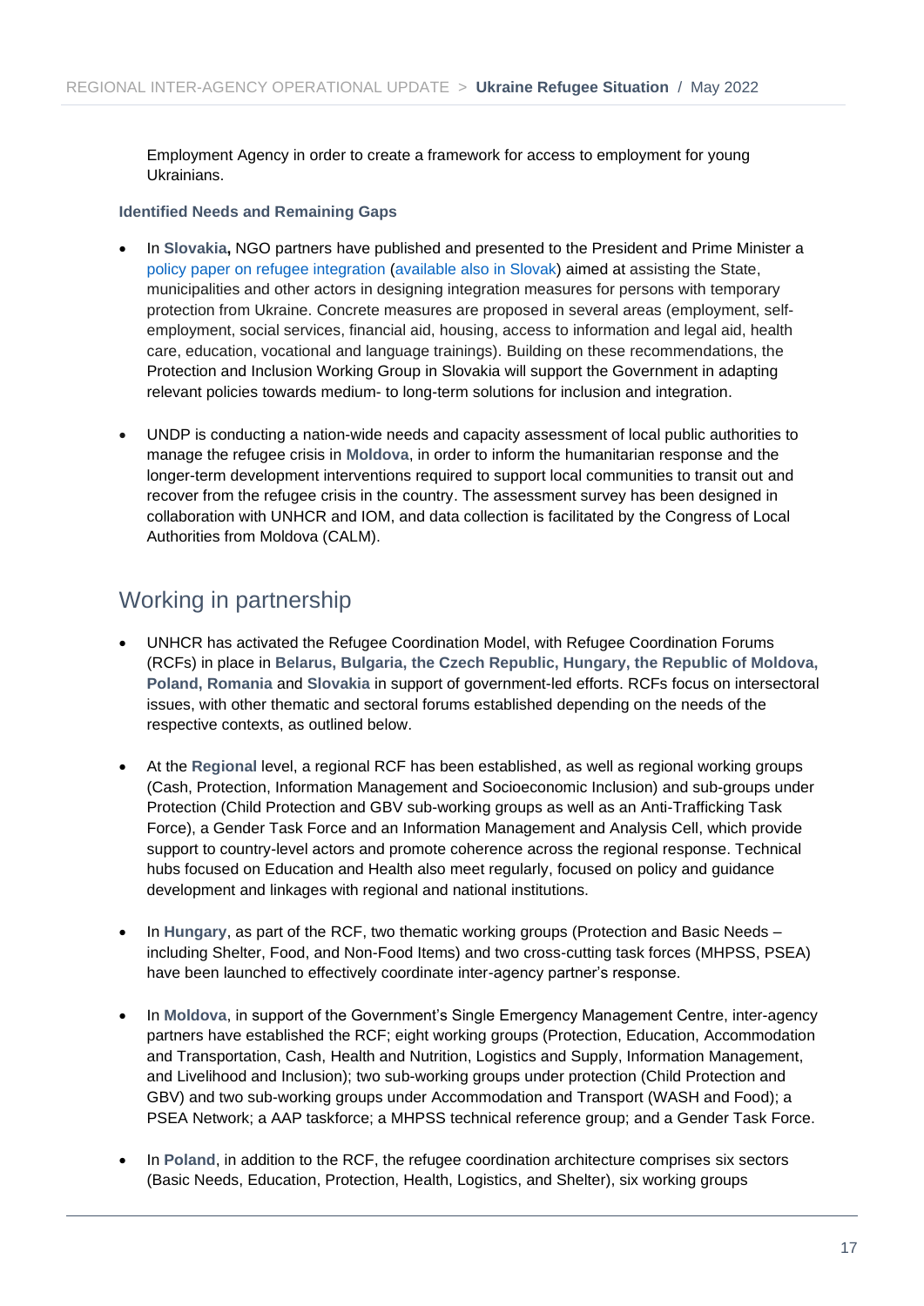Employment Agency in order to create a framework for access to employment for young Ukrainians.

#### Identified Needs and Remaining Gaps

- In **Slovakia,** NGO partners have published and presented to the President and Prime Minister a policy paper on refugee integration (available also in Slovak) aimed at assisting the State, municipalities and other actors in designing integration measures for persons with temporary protection from Ukraine. Concrete measures are proposed in several areas (employment, self-employment, social services, financial aid, housing, access to information and legal aid, health care, education, vocational and language trainings). Building on these recommendations, the Protection and Inclusion Working Group in Slovakia will support the Government in adapting relevant policies towards medium- to long-term solutions for inclusion and integration.

- UNDP is conducting a nation-wide needs and capacity assessment of local public authorities to manage the refugee crisis in **Moldova**, in order to inform the humanitarian response and the longer-term development interventions required to support local communities to transit out and recover from the refugee crisis in the country. The assessment survey has been designed in collaboration with UNHCR and IOM, and data collection is facilitated by the Congress of Local Authorities from Moldova (CALM).

## Working in partnership

- UNHCR has activated the Refugee Coordination Model, with Refugee Coordination Forums (RCFs) in place in **Belarus, Bulgaria, the Czech Republic, Hungary, the Republic of Moldova, Poland, Romania** and **Slovakia** in support of government-led efforts. RCFs focus on intersectoral issues, with other thematic and sectoral forums established depending on the needs of the respective contexts, as outlined below.

- At the **Regional** level, a regional RCF has been established, as well as regional working groups (Cash, Protection, Information Management and Socioeconomic Inclusion) and sub-groups under Protection (Child Protection and GBV sub-working groups as well as an Anti-Trafficking Task Force), a Gender Task Force and an Information Management and Analysis Cell, which provide support to country-level actors and promote coherence across the regional response. Technical hubs focused on Education and Health also meet regularly, focused on policy and guidance development and linkages with regional and national institutions.

- In **Hungary**, as part of the RCF, two thematic working groups (Protection and Basic Needs – including Shelter, Food, and Non-Food Items) and two cross-cutting task forces (MHPSS, PSEA) have been launched to effectively coordinate inter-agency partner's response.

- In **Moldova**, in support of the Government's Single Emergency Management Centre, inter-agency partners have established the RCF; eight working groups (Protection, Education, Accommodation and Transportation, Cash, Health and Nutrition, Logistics and Supply, Information Management, and Livelihood and Inclusion); two sub-working groups under protection (Child Protection and GBV) and two sub-working groups under Accommodation and Transport (WASH and Food); a PSEA Network; a AAP taskforce; a MHPSS technical reference group; and a Gender Task Force.

- In **Poland**, in addition to the RCF, the refugee coordination architecture comprises six sectors (Basic Needs, Education, Protection, Health, Logistics, and Shelter), six working groups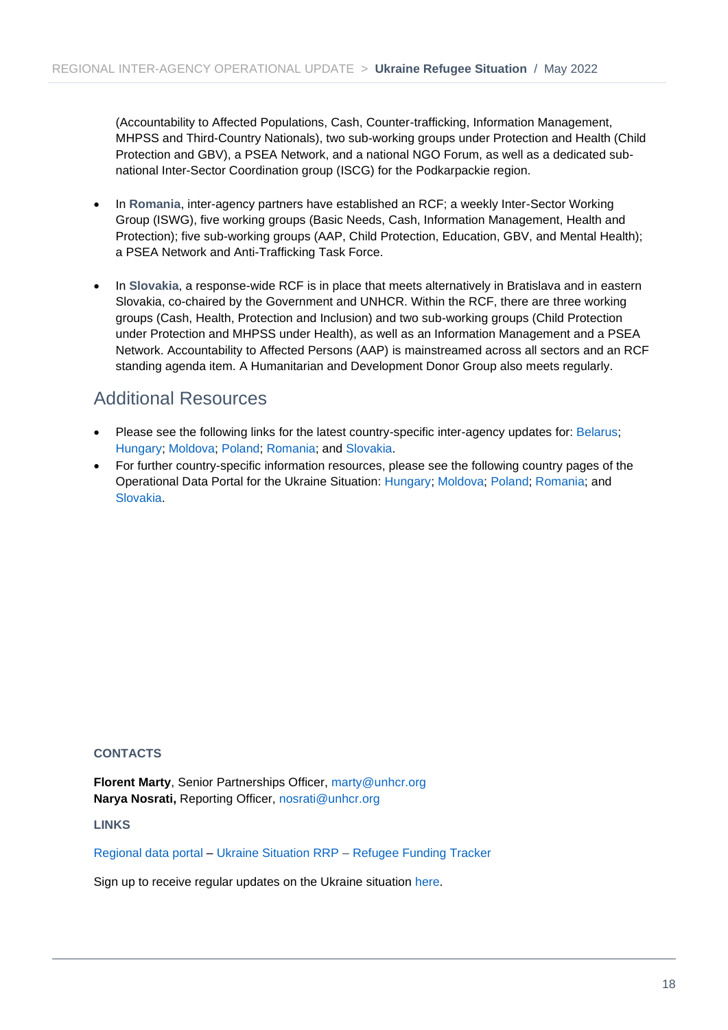(Accountability to Affected Populations, Cash, Counter-trafficking, Information Management, MHPSS and Third-Country Nationals), two sub-working groups under Protection and Health (Child Protection and GBV), a PSEA Network, and a national NGO Forum, as well as a dedicated sub-national Inter-Sector Coordination group (ISCG) for the Podkarpackie region.

- In **Romania**, inter-agency partners have established an RCF; a weekly Inter-Sector Working Group (ISWG), five working groups (Basic Needs, Cash, Information Management, Health and Protection); five sub-working groups (AAP, Child Protection, Education, GBV, and Mental Health); a PSEA Network and Anti-Trafficking Task Force.

- In **Slovakia**, a response-wide RCF is in place that meets alternatively in Bratislava and in eastern Slovakia, co-chaired by the Government and UNHCR. Within the RCF, there are three working groups (Cash, Health, Protection and Inclusion) and two sub-working groups (Child Protection under Protection and MHPSS under Health), as well as an Information Management and a PSEA Network. Accountability to Affected Persons (AAP) is mainstreamed across all sectors and an RCF standing agenda item. A Humanitarian and Development Donor Group also meets regularly.

## Additional Resources

- Please see the following links for the latest country-specific inter-agency updates for: Belarus; Hungary; Moldova; Poland; Romania; and Slovakia.
- For further country-specific information resources, please see the following country pages of the Operational Data Portal for the Ukraine Situation: Hungary; Moldova; Poland; Romania; and Slovakia.

**CONTACTS**

**Florent Marty**, Senior Partnerships Officer, marty@unhcr.org
**Narya Nosrati,** Reporting Officer, nosrati@unhcr.org

**LINKS**

Regional data portal – Ukraine Situation RRP – Refugee Funding Tracker

Sign up to receive regular updates on the Ukraine situation here.